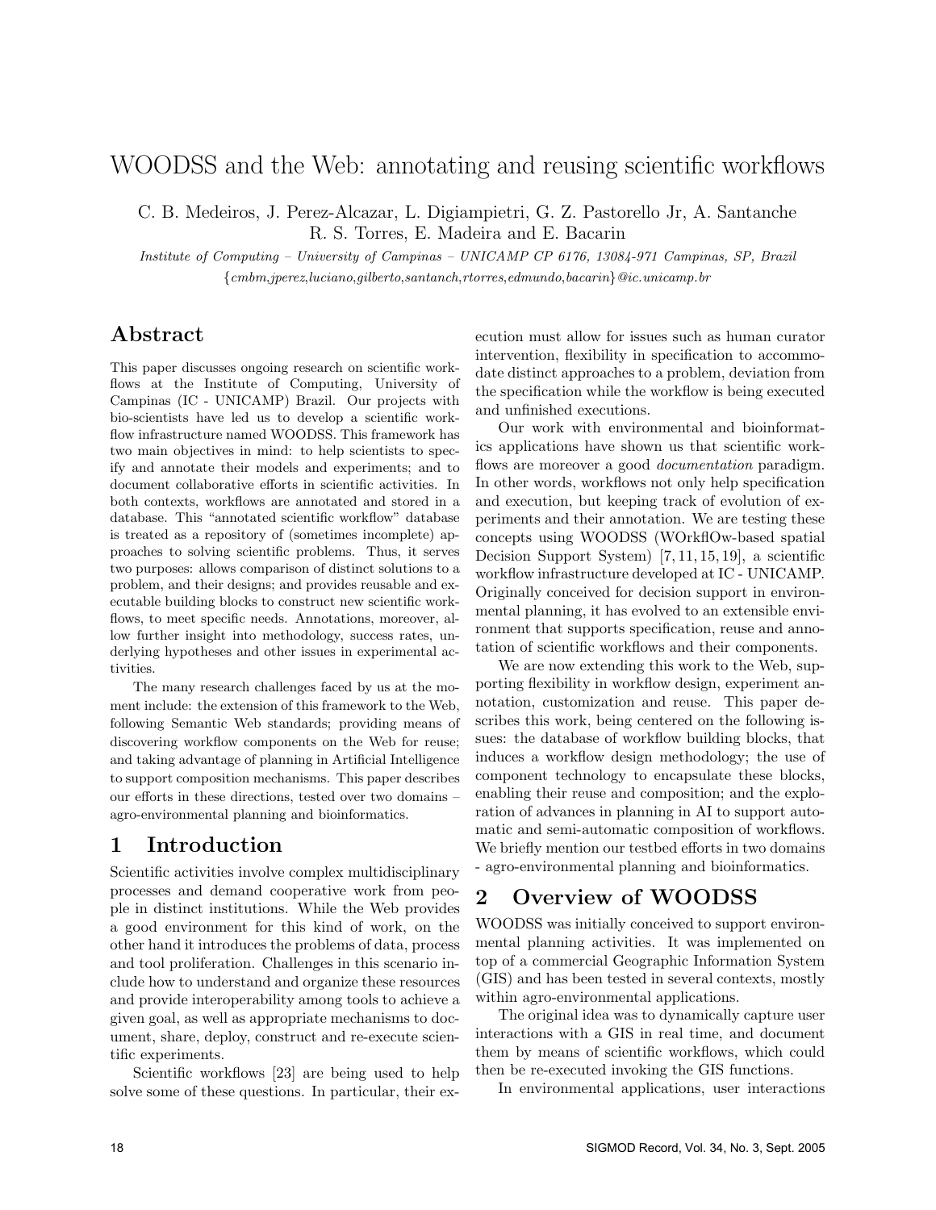# WOODSS and the Web: annotating and reusing scientific workflows

C. B. Medeiros, J. Perez-Alcazar, L. Digiampietri, G. Z. Pastorello Jr, A. Santanche
R. S. Torres, E. Madeira and E. Bacarin

*Institute of Computing – University of Campinas – UNICAMP CP 6176, 13084-971 Campinas, SP, Brazil*
*{cmbm,jperez,luciano,gilberto,santanch,rtorres,edmundo,bacarin}@ic.unicamp.br*

## Abstract

This paper discusses ongoing research on scientific workflows at the Institute of Computing, University of Campinas (IC - UNICAMP) Brazil. Our projects with bio-scientists have led us to develop a scientific workflow infrastructure named WOODSS. This framework has two main objectives in mind: to help scientists to specify and annotate their models and experiments; and to document collaborative efforts in scientific activities. In both contexts, workflows are annotated and stored in a database. This "annotated scientific workflow" database is treated as a repository of (sometimes incomplete) approaches to solving scientific problems. Thus, it serves two purposes: allows comparison of distinct solutions to a problem, and their designs; and provides reusable and executable building blocks to construct new scientific workflows, to meet specific needs. Annotations, moreover, allow further insight into methodology, success rates, underlying hypotheses and other issues in experimental activities.

The many research challenges faced by us at the moment include: the extension of this framework to the Web, following Semantic Web standards; providing means of discovering workflow components on the Web for reuse; and taking advantage of planning in Artificial Intelligence to support composition mechanisms. This paper describes our efforts in these directions, tested over two domains – agro-environmental planning and bioinformatics.

## 1 Introduction

Scientific activities involve complex multidisciplinary processes and demand cooperative work from people in distinct institutions. While the Web provides a good environment for this kind of work, on the other hand it introduces the problems of data, process and tool proliferation. Challenges in this scenario include how to understand and organize these resources and provide interoperability among tools to achieve a given goal, as well as appropriate mechanisms to document, share, deploy, construct and re-execute scientific experiments.

Scientific workflows [23] are being used to help solve some of these questions. In particular, their execution must allow for issues such as human curator intervention, flexibility in specification to accommodate distinct approaches to a problem, deviation from the specification while the workflow is being executed and unfinished executions.

Our work with environmental and bioinformatics applications have shown us that scientific workflows are moreover a good *documentation* paradigm. In other words, workflows not only help specification and execution, but keeping track of evolution of experiments and their annotation. We are testing these concepts using WOODSS (WOrkflOw-based spatial Decision Support System) [7, 11, 15, 19], a scientific workflow infrastructure developed at IC - UNICAMP. Originally conceived for decision support in environmental planning, it has evolved to an extensible environment that supports specification, reuse and annotation of scientific workflows and their components.

We are now extending this work to the Web, supporting flexibility in workflow design, experiment annotation, customization and reuse. This paper describes this work, being centered on the following issues: the database of workflow building blocks, that induces a workflow design methodology; the use of component technology to encapsulate these blocks, enabling their reuse and composition; and the exploration of advances in planning in AI to support automatic and semi-automatic composition of workflows. We briefly mention our testbed efforts in two domains - agro-environmental planning and bioinformatics.

## 2 Overview of WOODSS

WOODSS was initially conceived to support environmental planning activities. It was implemented on top of a commercial Geographic Information System (GIS) and has been tested in several contexts, mostly within agro-environmental applications.

The original idea was to dynamically capture user interactions with a GIS in real time, and document them by means of scientific workflows, which could then be re-executed invoking the GIS functions.

In environmental applications, user interactions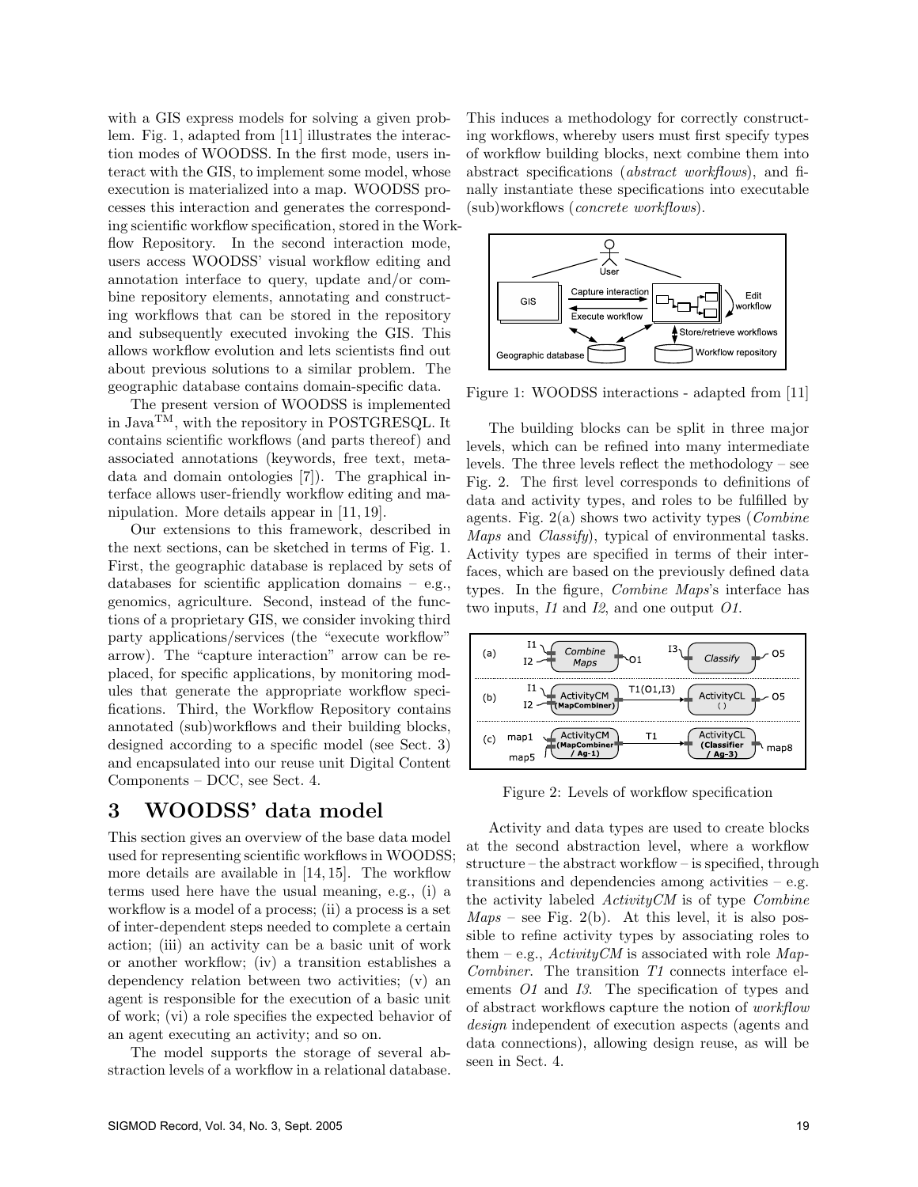with a GIS express models for solving a given problem. Fig. 1, adapted from [11] illustrates the interaction modes of WOODSS. In the first mode, users interact with the GIS, to implement some model, whose execution is materialized into a map. WOODSS processes this interaction and generates the corresponding scientific workflow specification, stored in the Workflow Repository. In the second interaction mode, users access WOODSS' visual workflow editing and annotation interface to query, update and/or combine repository elements, annotating and constructing workflows that can be stored in the repository and subsequently executed invoking the GIS. This allows workflow evolution and lets scientists find out about previous solutions to a similar problem. The geographic database contains domain-specific data.

The present version of WOODSS is implemented in Java™, with the repository in POSTGRESQL. It contains scientific workflows (and parts thereof) and associated annotations (keywords, free text, metadata and domain ontologies [7]). The graphical interface allows user-friendly workflow editing and manipulation. More details appear in [11, 19].

Our extensions to this framework, described in the next sections, can be sketched in terms of Fig. 1. First, the geographic database is replaced by sets of databases for scientific application domains – e.g., genomics, agriculture. Second, instead of the functions of a proprietary GIS, we consider invoking third party applications/services (the "execute workflow" arrow). The "capture interaction" arrow can be replaced, for specific applications, by monitoring modules that generate the appropriate workflow specifications. Third, the Workflow Repository contains annotated (sub)workflows and their building blocks, designed according to a specific model (see Sect. 3) and encapsulated into our reuse unit Digital Content Components – DCC, see Sect. 4.

# 3 WOODSS' data model

This section gives an overview of the base data model used for representing scientific workflows in WOODSS; more details are available in [14, 15]. The workflow terms used here have the usual meaning, e.g., (i) a workflow is a model of a process; (ii) a process is a set of inter-dependent steps needed to complete a certain action; (iii) an activity can be a basic unit of work or another workflow; (iv) a transition establishes a dependency relation between two activities; (v) an agent is responsible for the execution of a basic unit of work; (vi) a role specifies the expected behavior of an agent executing an activity; and so on.

The model supports the storage of several abstraction levels of a workflow in a relational database. This induces a methodology for correctly constructing workflows, whereby users must first specify types of workflow building blocks, next combine them into abstract specifications (*abstract workflows*), and finally instantiate these specifications into executable (sub)workflows (*concrete workflows*).

Figure 1: WOODSS interactions - adapted from [11]

The building blocks can be split in three major levels, which can be refined into many intermediate levels. The three levels reflect the methodology – see Fig. 2. The first level corresponds to definitions of data and activity types, and roles to be fulfilled by agents. Fig. 2(a) shows two activity types (*Combine Maps* and *Classify*), typical of environmental tasks. Activity types are specified in terms of their interfaces, which are based on the previously defined data types. In the figure, *Combine Maps*'s interface has two inputs, *I1* and *I2*, and one output *O1*.

Figure 2: Levels of workflow specification

Activity and data types are used to create blocks at the second abstraction level, where a workflow structure – the abstract workflow – is specified, through transitions and dependencies among activities – e.g. the activity labeled *ActivityCM* is of type *Combine Maps* – see Fig. 2(b). At this level, it is also possible to refine activity types by associating roles to them – e.g., *ActivityCM* is associated with role *MapCombiner*. The transition *T1* connects interface elements *O1* and *I3*. The specification of types and of abstract workflows capture the notion of *workflow design* independent of execution aspects (agents and data connections), allowing design reuse, as will be seen in Sect. 4.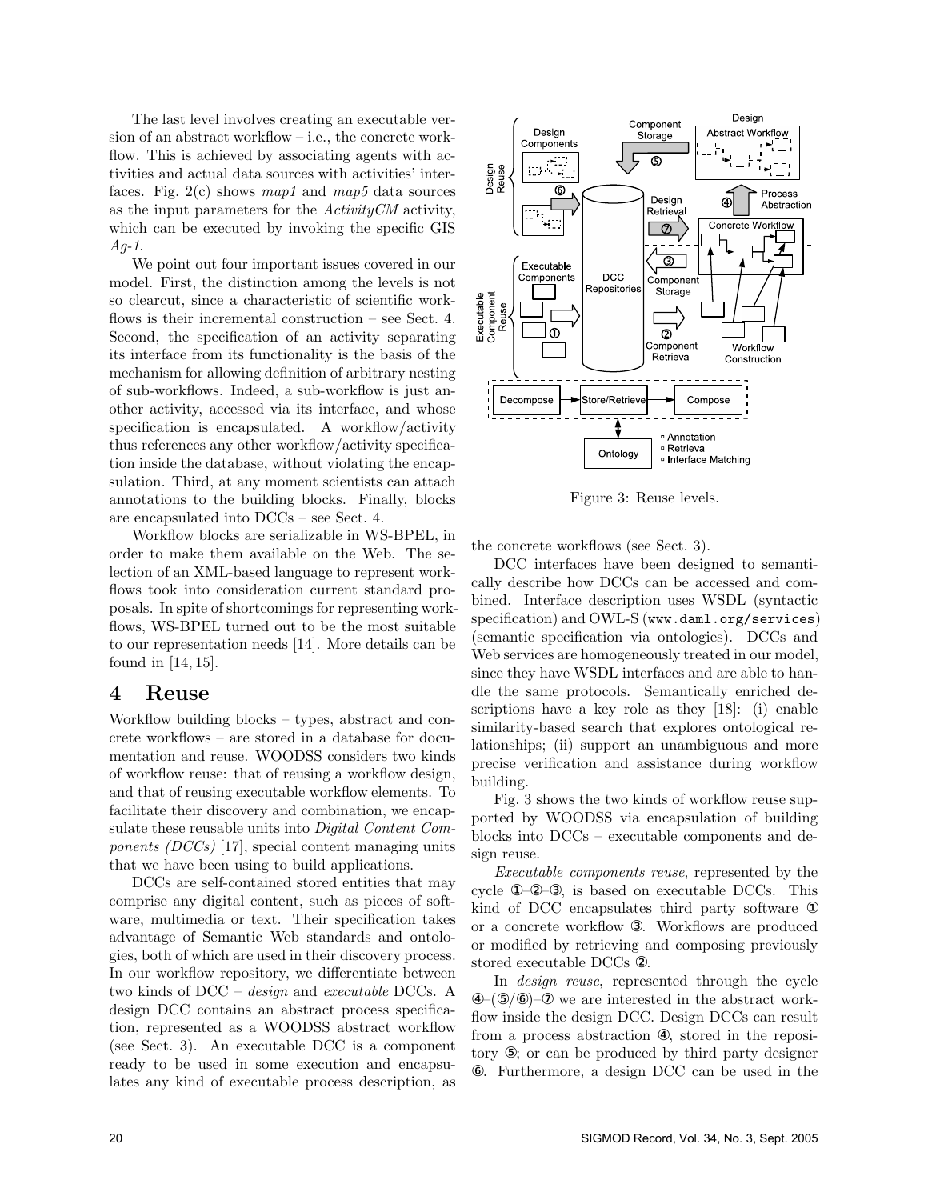The last level involves creating an executable version of an abstract workflow – i.e., the concrete workflow. This is achieved by associating agents with activities and actual data sources with activities' interfaces. Fig. 2(c) shows *map1* and *map5* data sources as the input parameters for the *ActivityCM* activity, which can be executed by invoking the specific GIS *Ag-1*.

We point out four important issues covered in our model. First, the distinction among the levels is not so clearcut, since a characteristic of scientific workflows is their incremental construction – see Sect. 4. Second, the specification of an activity separating its interface from its functionality is the basis of the mechanism for allowing definition of arbitrary nesting of sub-workflows. Indeed, a sub-workflow is just another activity, accessed via its interface, and whose specification is encapsulated. A workflow/activity thus references any other workflow/activity specification inside the database, without violating the encapsulation. Third, at any moment scientists can attach annotations to the building blocks. Finally, blocks are encapsulated into DCCs – see Sect. 4.

Workflow blocks are serializable in WS-BPEL, in order to make them available on the Web. The selection of an XML-based language to represent workflows took into consideration current standard proposals. In spite of shortcomings for representing workflows, WS-BPEL turned out to be the most suitable to our representation needs [14]. More details can be found in [14, 15].

# 4 Reuse

Workflow building blocks – types, abstract and concrete workflows – are stored in a database for documentation and reuse. WOODSS considers two kinds of workflow reuse: that of reusing a workflow design, and that of reusing executable workflow elements. To facilitate their discovery and combination, we encapsulate these reusable units into *Digital Content Components (DCCs)* [17], special content managing units that we have been using to build applications.

DCCs are self-contained stored entities that may comprise any digital content, such as pieces of software, multimedia or text. Their specification takes advantage of Semantic Web standards and ontologies, both of which are used in their discovery process. In our workflow repository, we differentiate between two kinds of DCC – *design* and *executable* DCCs. A design DCC contains an abstract process specification, represented as a WOODSS abstract workflow (see Sect. 3). An executable DCC is a component ready to be used in some execution and encapsulates any kind of executable process description, as the concrete workflows (see Sect. 3).

Figure 3: Reuse levels.

DCC interfaces have been designed to semantically describe how DCCs can be accessed and combined. Interface description uses WSDL (syntactic specification) and OWL-S (`www.daml.org/services`) (semantic specification via ontologies). DCCs and Web services are homogeneously treated in our model, since they have WSDL interfaces and are able to handle the same protocols. Semantically enriched descriptions have a key role as they [18]: (i) enable similarity-based search that explores ontological relationships; (ii) support an unambiguous and more precise verification and assistance during workflow building.

Fig. 3 shows the two kinds of workflow reuse supported by WOODSS via encapsulation of building blocks into DCCs – executable components and design reuse.

*Executable components reuse*, represented by the cycle ①–②–③, is based on executable DCCs. This kind of DCC encapsulates third party software ① or a concrete workflow ③. Workflows are produced or modified by retrieving and composing previously stored executable DCCs ②.

In *design reuse*, represented through the cycle ④–(⑤/⑥)–⑦ we are interested in the abstract workflow inside the design DCC. Design DCCs can result from a process abstraction ④, stored in the repository ⑤; or can be produced by third party designer ⑥. Furthermore, a design DCC can be used in the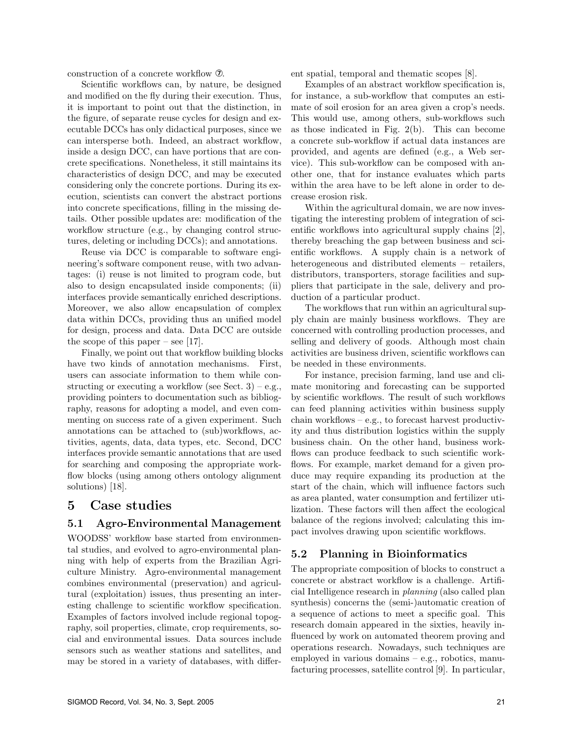construction of a concrete workflow ⑦.

Scientific workflows can, by nature, be designed and modified on the fly during their execution. Thus, it is important to point out that the distinction, in the figure, of separate reuse cycles for design and executable DCCs has only didactical purposes, since we can intersperse both. Indeed, an abstract workflow, inside a design DCC, can have portions that are concrete specifications. Nonetheless, it still maintains its characteristics of design DCC, and may be executed considering only the concrete portions. During its execution, scientists can convert the abstract portions into concrete specifications, filling in the missing details. Other possible updates are: modification of the workflow structure (e.g., by changing control structures, deleting or including DCCs); and annotations.

Reuse via DCC is comparable to software engineering's software component reuse, with two advantages: (i) reuse is not limited to program code, but also to design encapsulated inside components; (ii) interfaces provide semantically enriched descriptions. Moreover, we also allow encapsulation of complex data within DCCs, providing thus an unified model for design, process and data. Data DCC are outside the scope of this paper – see [17].

Finally, we point out that workflow building blocks have two kinds of annotation mechanisms. First, users can associate information to them while constructing or executing a workflow (see Sect. 3) – e.g., providing pointers to documentation such as bibliography, reasons for adopting a model, and even commenting on success rate of a given experiment. Such annotations can be attached to (sub)workflows, activities, agents, data, data types, etc. Second, DCC interfaces provide semantic annotations that are used for searching and composing the appropriate workflow blocks (using among others ontology alignment solutions) [18].

# 5 Case studies

## 5.1 Agro-Environmental Management

WOODSS' workflow base started from environmental studies, and evolved to agro-environmental planning with help of experts from the Brazilian Agriculture Ministry. Agro-environmental management combines environmental (preservation) and agricultural (exploitation) issues, thus presenting an interesting challenge to scientific workflow specification. Examples of factors involved include regional topography, soil properties, climate, crop requirements, social and environmental issues. Data sources include sensors such as weather stations and satellites, and may be stored in a variety of databases, with different spatial, temporal and thematic scopes [8].

Examples of an abstract workflow specification is, for instance, a sub-workflow that computes an estimate of soil erosion for an area given a crop's needs. This would use, among others, sub-workflows such as those indicated in Fig. 2(b). This can become a concrete sub-workflow if actual data instances are provided, and agents are defined (e.g., a Web service). This sub-workflow can be composed with another one, that for instance evaluates which parts within the area have to be left alone in order to decrease erosion risk.

Within the agricultural domain, we are now investigating the interesting problem of integration of scientific workflows into agricultural supply chains [2], thereby breaching the gap between business and scientific workflows. A supply chain is a network of heterogeneous and distributed elements – retailers, distributors, transporters, storage facilities and suppliers that participate in the sale, delivery and production of a particular product.

The workflows that run within an agricultural supply chain are mainly business workflows. They are concerned with controlling production processes, and selling and delivery of goods. Although most chain activities are business driven, scientific workflows can be needed in these environments.

For instance, precision farming, land use and climate monitoring and forecasting can be supported by scientific workflows. The result of such workflows can feed planning activities within business supply chain workflows – e.g., to forecast harvest productivity and thus distribution logistics within the supply business chain. On the other hand, business workflows can produce feedback to such scientific workflows. For example, market demand for a given produce may require expanding its production at the start of the chain, which will influence factors such as area planted, water consumption and fertilizer utilization. These factors will then affect the ecological balance of the regions involved; calculating this impact involves drawing upon scientific workflows.

## 5.2 Planning in Bioinformatics

The appropriate composition of blocks to construct a concrete or abstract workflow is a challenge. Artificial Intelligence research in *planning* (also called plan synthesis) concerns the (semi-)automatic creation of a sequence of actions to meet a specific goal. This research domain appeared in the sixties, heavily influenced by work on automated theorem proving and operations research. Nowadays, such techniques are employed in various domains – e.g., robotics, manufacturing processes, satellite control [9]. In particular,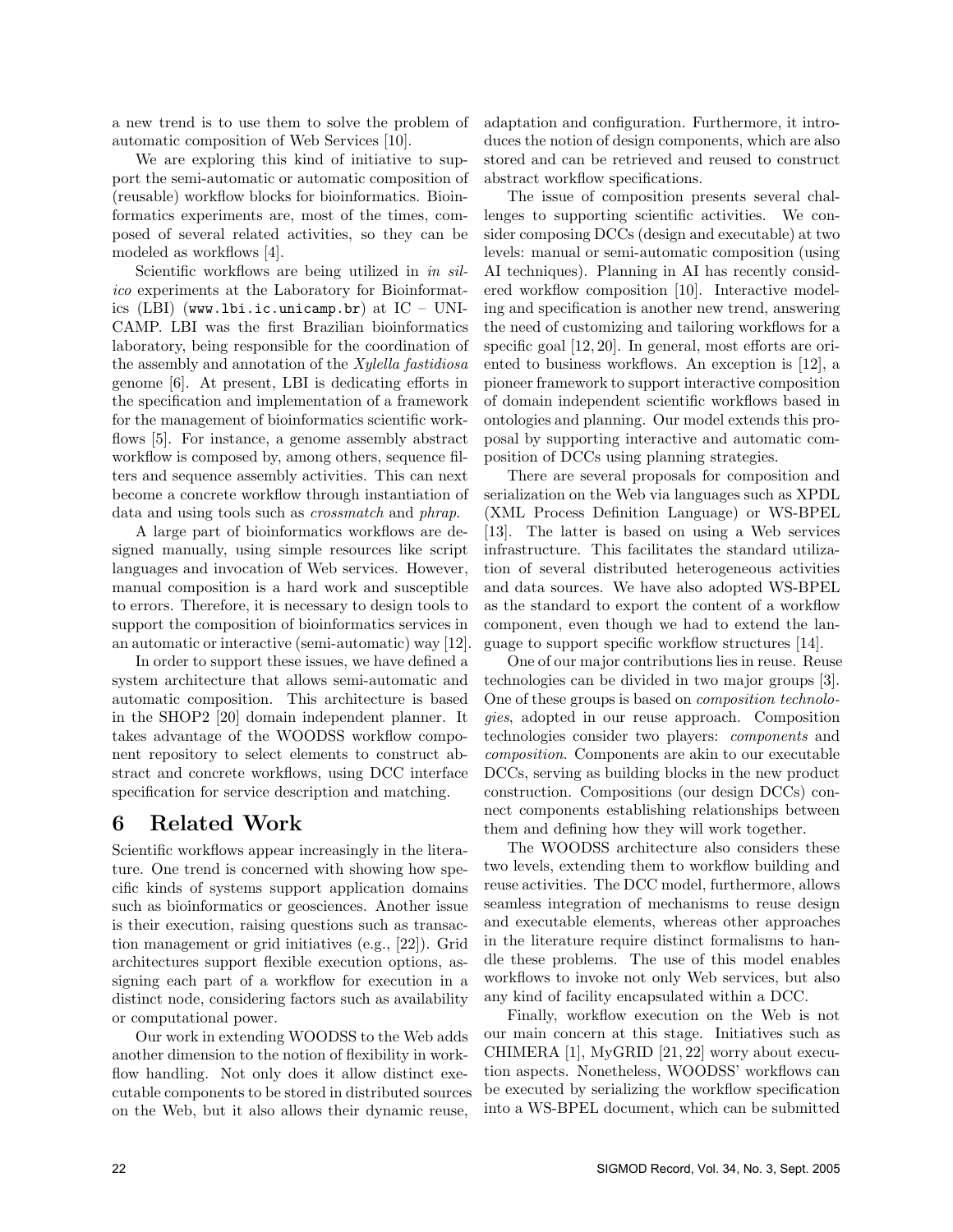a new trend is to use them to solve the problem of automatic composition of Web Services [10].

We are exploring this kind of initiative to support the semi-automatic or automatic composition of (reusable) workflow blocks for bioinformatics. Bioinformatics experiments are, most of the times, composed of several related activities, so they can be modeled as workflows [4].

Scientific workflows are being utilized in *in silico* experiments at the Laboratory for Bioinformatics (LBI) (`www.lbi.ic.unicamp.br`) at IC – UNICAMP. LBI was the first Brazilian bioinformatics laboratory, being responsible for the coordination of the assembly and annotation of the *Xylella fastidiosa* genome [6]. At present, LBI is dedicating efforts in the specification and implementation of a framework for the management of bioinformatics scientific workflows [5]. For instance, a genome assembly abstract workflow is composed by, among others, sequence filters and sequence assembly activities. This can next become a concrete workflow through instantiation of data and using tools such as *crossmatch* and *phrap*.

A large part of bioinformatics workflows are designed manually, using simple resources like script languages and invocation of Web services. However, manual composition is a hard work and susceptible to errors. Therefore, it is necessary to design tools to support the composition of bioinformatics services in an automatic or interactive (semi-automatic) way [12].

In order to support these issues, we have defined a system architecture that allows semi-automatic and automatic composition. This architecture is based in the SHOP2 [20] domain independent planner. It takes advantage of the WOODSS workflow component repository to select elements to construct abstract and concrete workflows, using DCC interface specification for service description and matching.

## 6 Related Work

Scientific workflows appear increasingly in the literature. One trend is concerned with showing how specific kinds of systems support application domains such as bioinformatics or geosciences. Another issue is their execution, raising questions such as transaction management or grid initiatives (e.g., [22]). Grid architectures support flexible execution options, assigning each part of a workflow for execution in a distinct node, considering factors such as availability or computational power.

Our work in extending WOODSS to the Web adds another dimension to the notion of flexibility in workflow handling. Not only does it allow distinct executable components to be stored in distributed sources on the Web, but it also allows their dynamic reuse, adaptation and configuration. Furthermore, it introduces the notion of design components, which are also stored and can be retrieved and reused to construct abstract workflow specifications.

The issue of composition presents several challenges to supporting scientific activities. We consider composing DCCs (design and executable) at two levels: manual or semi-automatic composition (using AI techniques). Planning in AI has recently considered workflow composition [10]. Interactive modeling and specification is another new trend, answering the need of customizing and tailoring workflows for a specific goal [12, 20]. In general, most efforts are oriented to business workflows. An exception is [12], a pioneer framework to support interactive composition of domain independent scientific workflows based in ontologies and planning. Our model extends this proposal by supporting interactive and automatic composition of DCCs using planning strategies.

There are several proposals for composition and serialization on the Web via languages such as XPDL (XML Process Definition Language) or WS-BPEL [13]. The latter is based on using a Web services infrastructure. This facilitates the standard utilization of several distributed heterogeneous activities and data sources. We have also adopted WS-BPEL as the standard to export the content of a workflow component, even though we had to extend the language to support specific workflow structures [14].

One of our major contributions lies in reuse. Reuse technologies can be divided in two major groups [3]. One of these groups is based on *composition technologies*, adopted in our reuse approach. Composition technologies consider two players: *components* and *composition*. Components are akin to our executable DCCs, serving as building blocks in the new product construction. Compositions (our design DCCs) connect components establishing relationships between them and defining how they will work together.

The WOODSS architecture also considers these two levels, extending them to workflow building and reuse activities. The DCC model, furthermore, allows seamless integration of mechanisms to reuse design and executable elements, whereas other approaches in the literature require distinct formalisms to handle these problems. The use of this model enables workflows to invoke not only Web services, but also any kind of facility encapsulated within a DCC.

Finally, workflow execution on the Web is not our main concern at this stage. Initiatives such as CHIMERA [1], MyGRID [21, 22] worry about execution aspects. Nonetheless, WOODSS' workflows can be executed by serializing the workflow specification into a WS-BPEL document, which can be submitted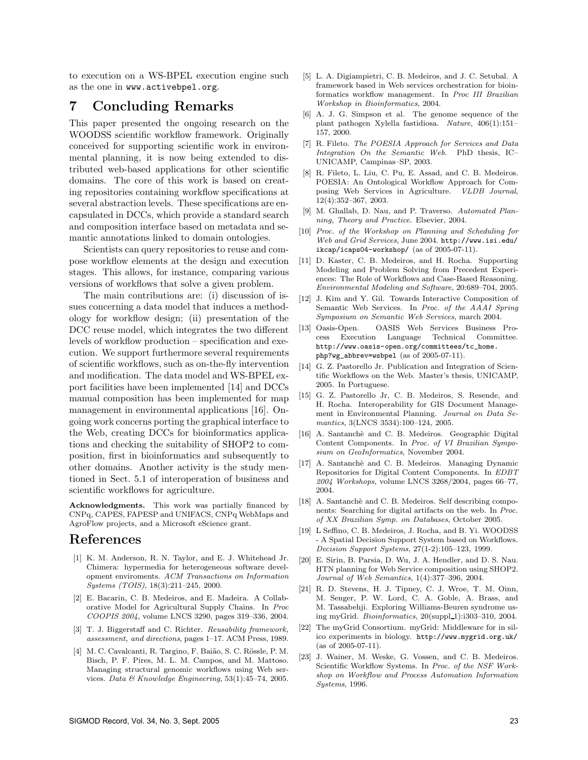to execution on a WS-BPEL execution engine such as the one in www.activebpel.org.

## 7 Concluding Remarks

This paper presented the ongoing research on the WOODSS scientific workflow framework. Originally conceived for supporting scientific work in environmental planning, it is now being extended to distributed web-based applications for other scientific domains. The core of this work is based on creating repositories containing workflow specifications at several abstraction levels. These specifications are encapsulated in DCCs, which provide a standard search and composition interface based on metadata and semantic annotations linked to domain ontologies.

Scientists can query repositories to reuse and compose workflow elements at the design and execution stages. This allows, for instance, comparing various versions of workflows that solve a given problem.

The main contributions are: (i) discussion of issues concerning a data model that induces a methodology for workflow design; (ii) presentation of the DCC reuse model, which integrates the two different levels of workflow production – specification and execution. We support furthermore several requirements of scientific workflows, such as on-the-fly intervention and modification. The data model and WS-BPEL export facilities have been implemented [14] and DCCs manual composition has been implemented for map management in environmental applications [16]. Ongoing work concerns porting the graphical interface to the Web, creating DCCs for bioinformatics applications and checking the suitability of SHOP2 to composition, first in bioinformatics and subsequently to other domains. Another activity is the study mentioned in Sect. 5.1 of interoperation of business and scientific workflows for agriculture.

**Acknowledgments.** This work was partially financed by CNPq, CAPES, FAPESP and UNIFACS, CNPq WebMaps and AgroFlow projects, and a Microsoft eScience grant.

# References

[1] K. M. Anderson, R. N. Taylor, and E. J. Whitehead Jr. Chimera: hypermedia for heterogeneous software development enviroments. *ACM Transactions on Information Systems (TOIS)*, 18(3):211–245, 2000.

[2] E. Bacarin, C. B. Medeiros, and E. Madeira. A Collaborative Model for Agricultural Supply Chains. In *Proc COOPIS 2004*, volume LNCS 3290, pages 319–336, 2004.

[3] T. J. Biggerstaff and C. Richter. *Reusability framework, assessment, and directions*, pages 1–17. ACM Press, 1989.

[4] M. C. Cavalcanti, R. Targino, F. Baião, S. C. Rössle, P. M. Bisch, P. F. Pires, M. L. M. Campos, and M. Mattoso. Managing structural genomic workflows using Web services. *Data & Knowledge Engineering*, 53(1):45–74, 2005.

[5] L. A. Digiampietri, C. B. Medeiros, and J. C. Setubal. A framework based in Web services orchestration for bioinformatics workflow management. In *Proc III Brazilian Workshop in Bioinformatics*, 2004.

[6] A. J. G. Simpson et al. The genome sequence of the plant pathogen Xylella fastidiosa. *Nature*, 406(1):151–157, 2000.

[7] R. Fileto. *The POESIA Approach for Services and Data Integration On the Semantic Web*. PhD thesis, IC–UNICAMP, Campinas–SP, 2003.

[8] R. Fileto, L. Liu, C. Pu, E. Assad, and C. B. Medeiros. POESIA: An Ontological Workflow Approach for Composing Web Services in Agriculture. *VLDB Journal*, 12(4):352–367, 2003.

[9] M. Ghallab, D. Nau, and P. Traverso. *Automated Planning, Theory and Practice*. Elsevier, 2004.

[10] *Proc. of the Workshop on Planning and Scheduling for Web and Grid Services*, June 2004. http://www.isi.edu/ikcap/icaps04-workshop/ (as of 2005-07-11).

[11] D. Kaster, C. B. Medeiros, and H. Rocha. Supporting Modeling and Problem Solving from Precedent Experiences: The Role of Workflows and Case-Based Reasoning. *Environmental Modeling and Software*, 20:689–704, 2005.

[12] J. Kim and Y. Gil. Towards Interactive Composition of Semantic Web Services. In *Proc. of the AAAI Spring Symposium on Semantic Web Services*, march 2004.

[13] Oasis-Open. OASIS Web Services Business Process Execution Language Technical Committee. http://www.oasis-open.org/committees/tc_home.php?wg_abbrev=wsbpel (as of 2005-07-11).

[14] G. Z. Pastorello Jr. Publication and Integration of Scientific Workflows on the Web. Master's thesis, UNICAMP, 2005. In Portuguese.

[15] G. Z. Pastorello Jr, C. B. Medeiros, S. Resende, and H. Rocha. Interoperability for GIS Document Management in Environmental Planning. *Journal on Data Semantics*, 3(LNCS 3534):100–124, 2005.

[16] A. Santanchè and C. B. Medeiros. Geographic Digital Content Components. In *Proc. of VI Brazilian Symposium on GeoInformatics*, November 2004.

[17] A. Santanchè and C. B. Medeiros. Managing Dynamic Repositories for Digital Content Components. In *EDBT 2004 Workshops*, volume LNCS 3268/2004, pages 66–77, 2004.

[18] A. Santanchè and C. B. Medeiros. Self describing components: Searching for digital artifacts on the web. In *Proc. of XX Brazilian Symp. on Databases*, October 2005.

[19] L Seffino, C. B. Medeiros, J. Rocha, and B. Yi. WOODSS - A Spatial Decision Support System based on Workflows. *Decision Support Systems*, 27(1-2):105–123, 1999.

[20] E. Sirin, B. Parsia, D. Wu, J. A. Hendler, and D. S. Nau. HTN planning for Web Service composition using SHOP2. *Journal of Web Semantics*, 1(4):377–396, 2004.

[21] R. D. Stevens, H. J. Tipney, C. J. Wroe, T. M. Oinn, M. Senger, P. W. Lord, C. A. Goble, A. Brass, and M. Tassabehji. Exploring Williams-Beuren syndrome using myGrid. *Bioinformatics*, 20(suppl_1):i303–310, 2004.

[22] The myGrid Consortium. myGrid: Middleware for in silico experiments in biology. http://www.mygrid.org.uk/ (as of 2005-07-11).

[23] J. Wainer, M. Weske, G. Vossen, and C. B. Medeiros. Scientific Workflow Systems. In *Proc. of the NSF Workshop on Workflow and Process Automation Information Systems*, 1996.